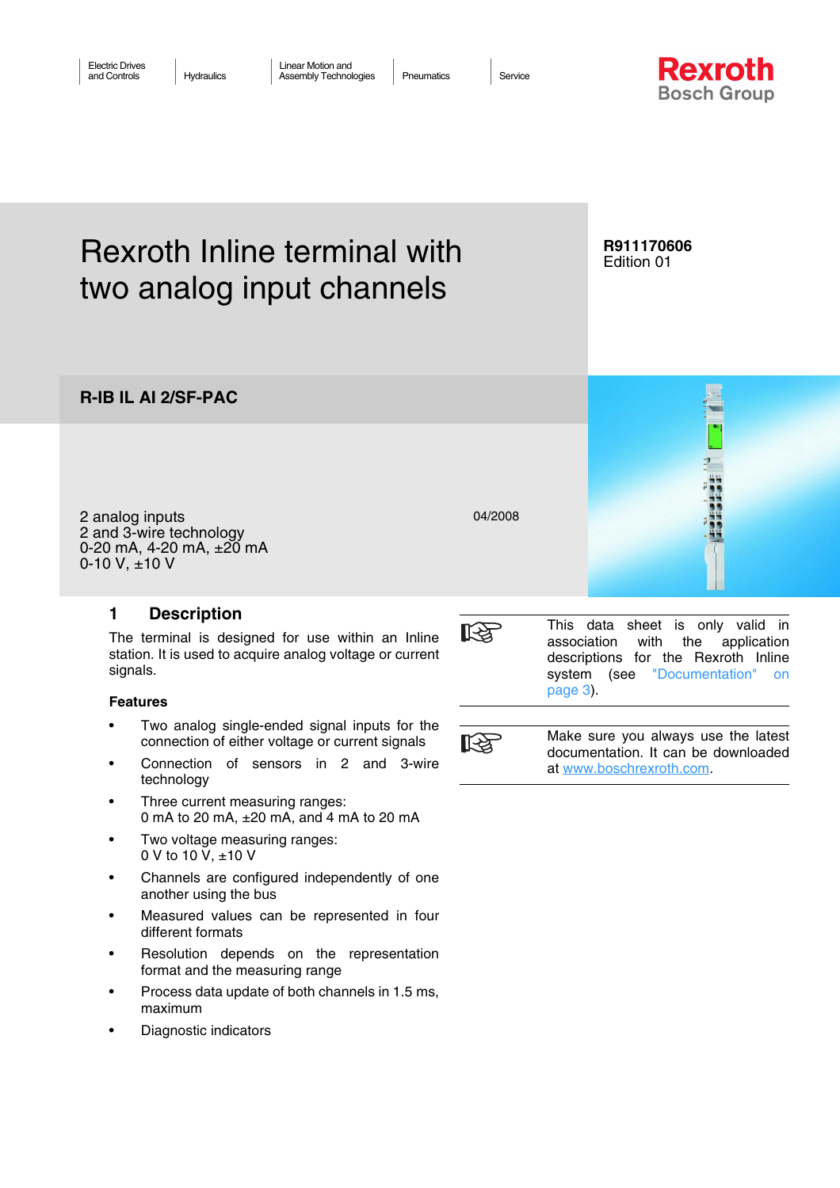Electric Drives and Controls | Hydraulics | Linear Motion and Assembly Technologies | Pneumatics | Service

**Rexroth**
Bosch Group

# Rexroth Inline terminal with two analog input channels

**R911170606**
Edition 01

## R-IB IL AI 2/SF-PAC

2 analog inputs
2 and 3-wire technology
0-20 mA, 4-20 mA, ±20 mA
0-10 V, ±10 V

04/2008

## 1 Description

The terminal is designed for use within an Inline station. It is used to acquire analog voltage or current signals.

### Features

- Two analog single-ended signal inputs for the connection of either voltage or current signals
- Connection of sensors in 2 and 3-wire technology
- Three current measuring ranges:
  0 mA to 20 mA, ±20 mA, and 4 mA to 20 mA
- Two voltage measuring ranges:
  0 V to 10 V, ±10 V
- Channels are configured independently of one another using the bus
- Measured values can be represented in four different formats
- Resolution depends on the representation format and the measuring range
- Process data update of both channels in 1.5 ms, maximum
- Diagnostic indicators

> This data sheet is only valid in association with the application descriptions for the Rexroth Inline system (see "Documentation" on page 3).

> Make sure you always use the latest documentation. It can be downloaded at www.boschrexroth.com.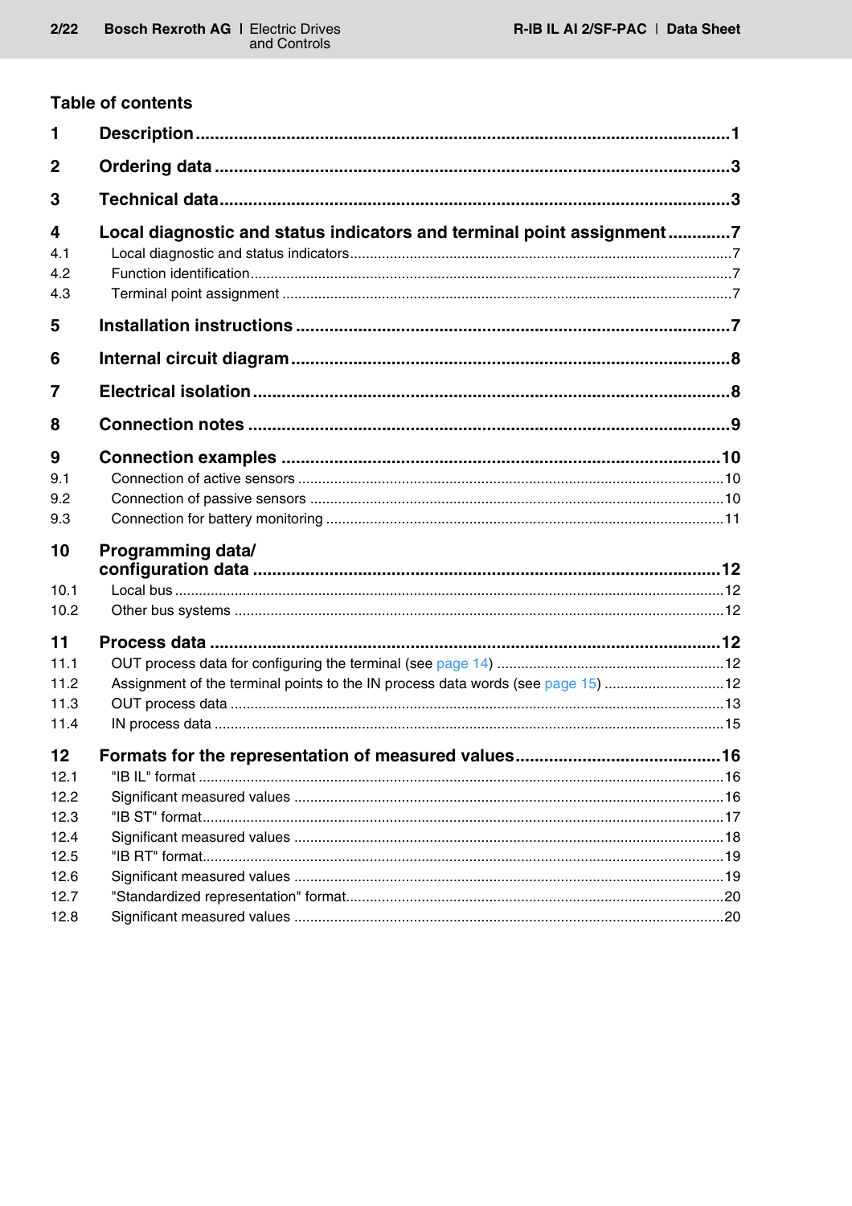## Table of contents

| | | |
|---|---|---|
| **1** | **Description** | **1** |
| **2** | **Ordering data** | **3** |
| **3** | **Technical data** | **3** |
| **4** | **Local diagnostic and status indicators and terminal point assignment** | **7** |
| 4.1 | Local diagnostic and status indicators | 7 |
| 4.2 | Function identification | 7 |
| 4.3 | Terminal point assignment | 7 |
| **5** | **Installation instructions** | **7** |
| **6** | **Internal circuit diagram** | **8** |
| **7** | **Electrical isolation** | **8** |
| **8** | **Connection notes** | **9** |
| **9** | **Connection examples** | **10** |
| 9.1 | Connection of active sensors | 10 |
| 9.2 | Connection of passive sensors | 10 |
| 9.3 | Connection for battery monitoring | 11 |
| **10** | **Programming data/ configuration data** | **12** |
| 10.1 | Local bus | 12 |
| 10.2 | Other bus systems | 12 |
| **11** | **Process data** | **12** |
| 11.1 | OUT process data for configuring the terminal (see page 14) | 12 |
| 11.2 | Assignment of the terminal points to the IN process data words (see page 15) | 12 |
| 11.3 | OUT process data | 13 |
| 11.4 | IN process data | 15 |
| **12** | **Formats for the representation of measured values** | **16** |
| 12.1 | "IB IL" format | 16 |
| 12.2 | Significant measured values | 16 |
| 12.3 | "IB ST" format | 17 |
| 12.4 | Significant measured values | 18 |
| 12.5 | "IB RT" format | 19 |
| 12.6 | Significant measured values | 19 |
| 12.7 | "Standardized representation" format | 20 |
| 12.8 | Significant measured values | 20 |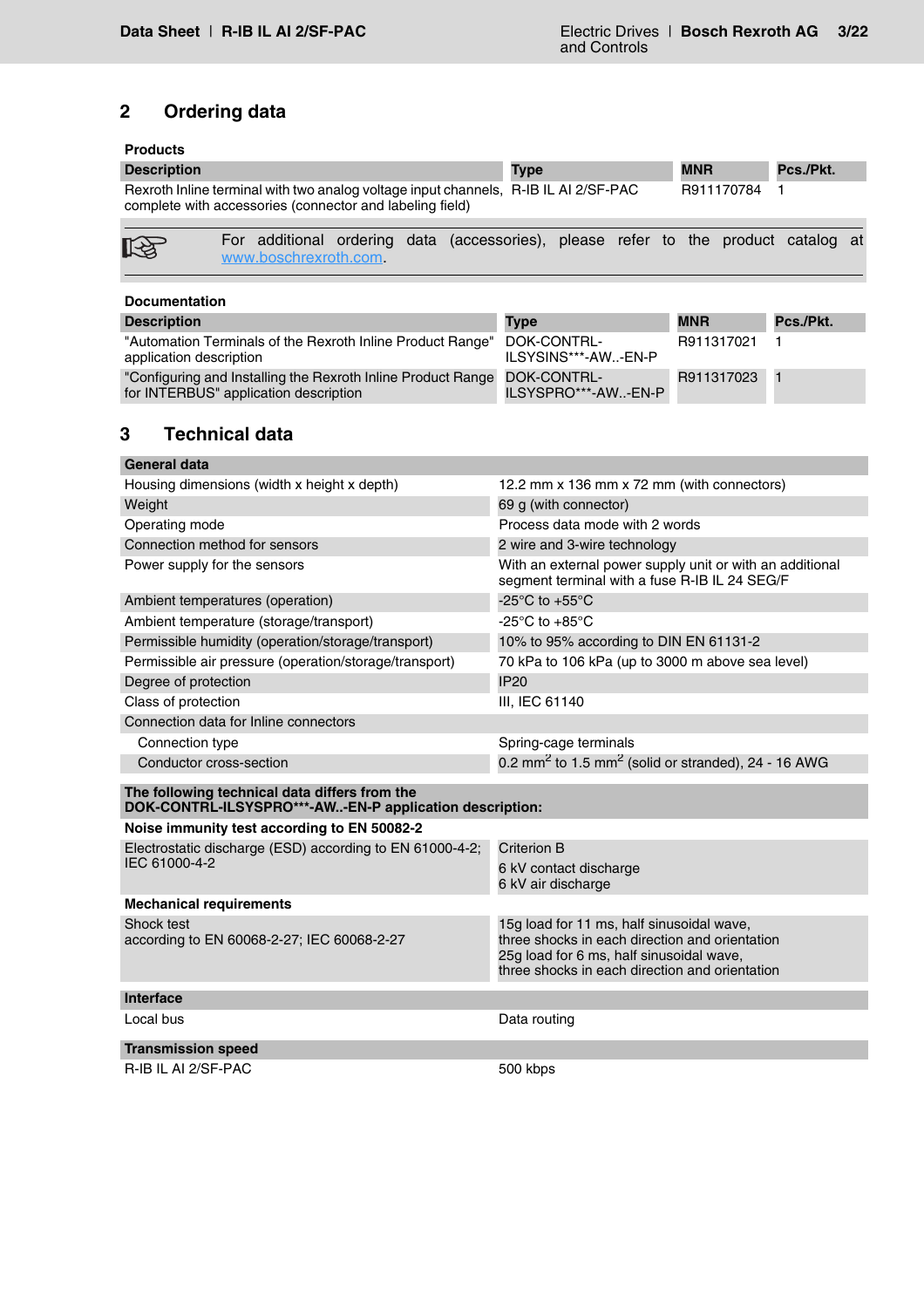## 2 Ordering data

**Products**

| Description | Type | MNR | Pcs./Pkt. |
|---|---|---|---|
| Rexroth Inline terminal with two analog voltage input channels, complete with accessories (connector and labeling field) | R-IB IL AI 2/SF-PAC | R911170784 | 1 |

For additional ordering data (accessories), please refer to the product catalog at www.boschrexroth.com.

**Documentation**

| Description | Type | MNR | Pcs./Pkt. |
|---|---|---|---|
| "Automation Terminals of the Rexroth Inline Product Range" application description | DOK-CONTRL-ILSYSINS***-AW..-EN-P | R911317021 | 1 |
| "Configuring and Installing the Rexroth Inline Product Range for INTERBUS" application description | DOK-CONTRL-ILSYSPRO***-AW..-EN-P | R911317023 | 1 |

## 3 Technical data

| **General data** | |
|---|---|
| Housing dimensions (width x height x depth) | 12.2 mm x 136 mm x 72 mm (with connectors) |
| Weight | 69 g (with connector) |
| Operating mode | Process data mode with 2 words |
| Connection method for sensors | 2 wire and 3-wire technology |
| Power supply for the sensors | With an external power supply unit or with an additional segment terminal with a fuse R-IB IL 24 SEG/F |
| Ambient temperatures (operation) | -25°C to +55°C |
| Ambient temperature (storage/transport) | -25°C to +85°C |
| Permissible humidity (operation/storage/transport) | 10% to 95% according to DIN EN 61131-2 |
| Permissible air pressure (operation/storage/transport) | 70 kPa to 106 kPa (up to 3000 m above sea level) |
| Degree of protection | IP20 |
| Class of protection | III, IEC 61140 |
| Connection data for Inline connectors | |
| Connection type | Spring-cage terminals |
| Conductor cross-section | 0.2 mm$^2$ to 1.5 mm$^2$ (solid or stranded), 24 - 16 AWG |

| **The following technical data differs from the DOK-CONTRL-ILSYSPRO***-AW..-EN-P application description:** | |
|---|---|
| **Noise immunity test according to EN 50082-2** | |
| Electrostatic discharge (ESD) according to EN 61000-4-2; IEC 61000-4-2 | Criterion B<br>6 kV contact discharge<br>6 kV air discharge |
| **Mechanical requirements** | |
| Shock test according to EN 60068-2-27; IEC 60068-2-27 | 15g load for 11 ms, half sinusoidal wave, three shocks in each direction and orientation<br>25g load for 6 ms, half sinusoidal wave, three shocks in each direction and orientation |

| **Interface** | |
|---|---|
| Local bus | Data routing |

| **Transmission speed** | |
|---|---|
| R-IB IL AI 2/SF-PAC | 500 kbps |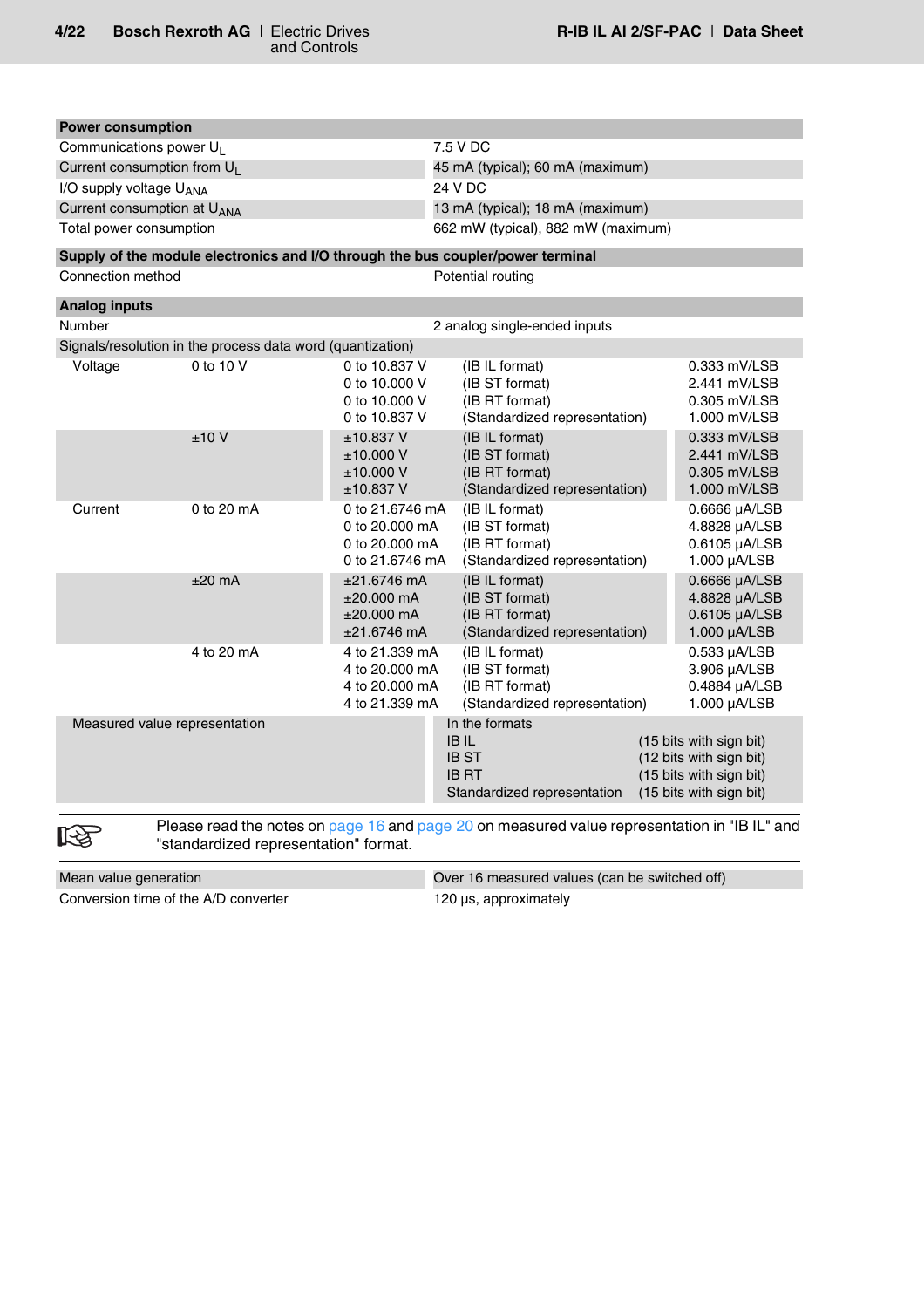| Power consumption | |
|---|---|
| Communications power $U_L$ | 7.5 V DC |
| Current consumption from $U_L$ | 45 mA (typical); 60 mA (maximum) |
| I/O supply voltage $U_{ANA}$ | 24 V DC |
| Current consumption at $U_{ANA}$ | 13 mA (typical); 18 mA (maximum) |
| Total power consumption | 662 mW (typical), 882 mW (maximum) |

| Supply of the module electronics and I/O through the bus coupler/power terminal | |
|---|---|
| Connection method | Potential routing |

| Analog inputs | | | | |
|---|---|---|---|---|
| Number | | 2 analog single-ended inputs | | |
| Signals/resolution in the process data word (quantization) | | | | |
| Voltage | 0 to 10 V | 0 to 10.837 V | (IB IL format) | 0.333 mV/LSB |
| | | 0 to 10.000 V | (IB ST format) | 2.441 mV/LSB |
| | | 0 to 10.000 V | (IB RT format) | 0.305 mV/LSB |
| | | 0 to 10.837 V | (Standardized representation) | 1.000 mV/LSB |
| | ±10 V | ±10.837 V | (IB IL format) | 0.333 mV/LSB |
| | | ±10.000 V | (IB ST format) | 2.441 mV/LSB |
| | | ±10.000 V | (IB RT format) | 0.305 mV/LSB |
| | | ±10.837 V | (Standardized representation) | 1.000 mV/LSB |
| Current | 0 to 20 mA | 0 to 21.6746 mA | (IB IL format) | 0.6666 µA/LSB |
| | | 0 to 20.000 mA | (IB ST format) | 4.8828 µA/LSB |
| | | 0 to 20.000 mA | (IB RT format) | 0.6105 µA/LSB |
| | | 0 to 21.6746 mA | (Standardized representation) | 1.000 µA/LSB |
| | ±20 mA | ±21.6746 mA | (IB IL format) | 0.6666 µA/LSB |
| | | ±20.000 mA | (IB ST format) | 4.8828 µA/LSB |
| | | ±20.000 mA | (IB RT format) | 0.6105 µA/LSB |
| | | ±21.6746 mA | (Standardized representation) | 1.000 µA/LSB |
| | 4 to 20 mA | 4 to 21.339 mA | (IB IL format) | 0.533 µA/LSB |
| | | 4 to 20.000 mA | (IB ST format) | 3.906 µA/LSB |
| | | 4 to 20.000 mA | (IB RT format) | 0.4884 µA/LSB |
| | | 4 to 21.339 mA | (Standardized representation) | 1.000 µA/LSB |
| Measured value representation | | In the formats | | |
| | | IB IL | (15 bits with sign bit) | |
| | | IB ST | (12 bits with sign bit) | |
| | | IB RT | (15 bits with sign bit) | |
| | | Standardized representation | (15 bits with sign bit) | |

Please read the notes on page 16 and page 20 on measured value representation in "IB IL" and "standardized representation" format.

| | |
|---|---|
| Mean value generation | Over 16 measured values (can be switched off) |
| Conversion time of the A/D converter | 120 µs, approximately |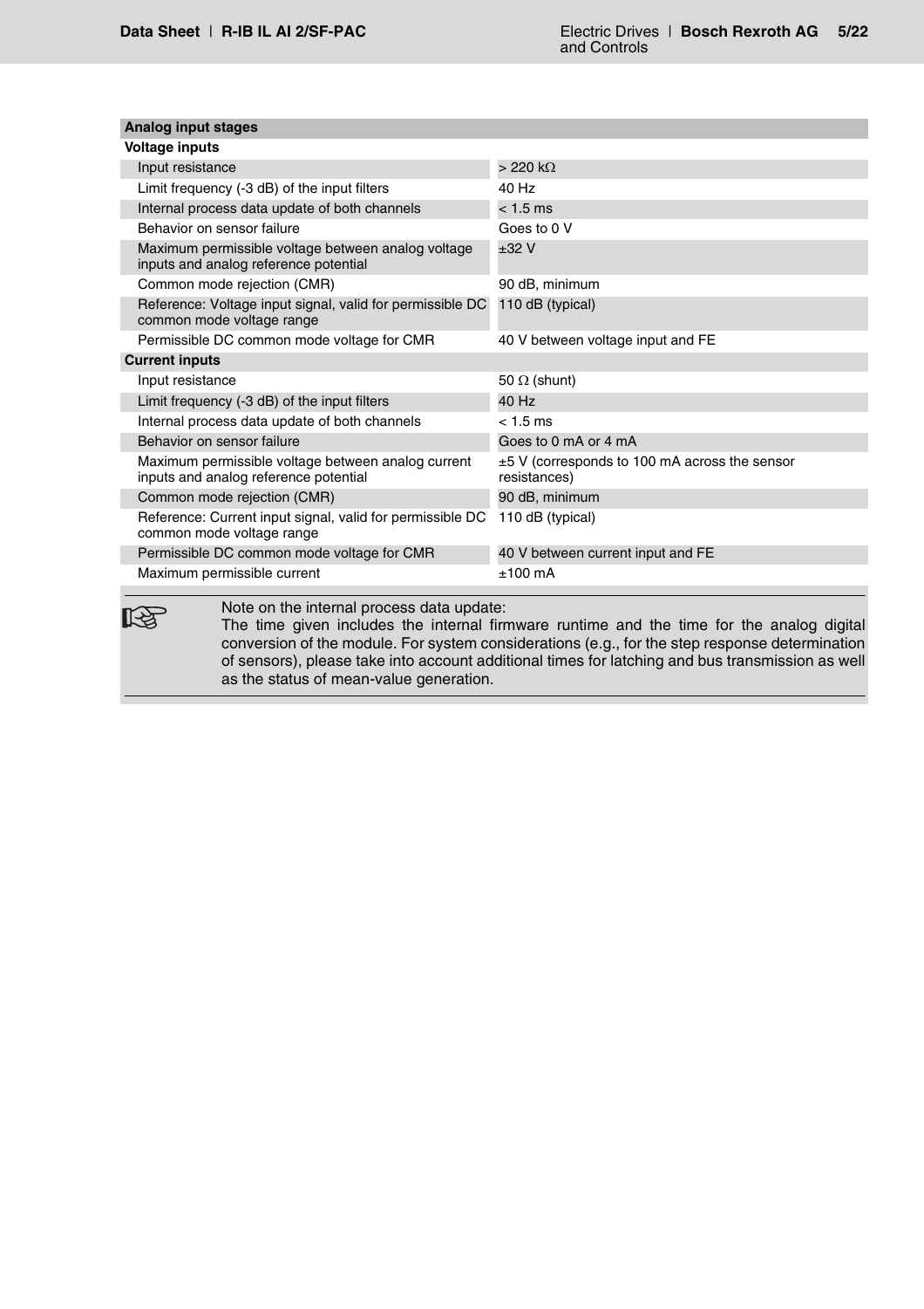| Analog input stages | |
|---|---|
| **Voltage inputs** | |
| Input resistance | > 220 kΩ |
| Limit frequency (-3 dB) of the input filters | 40 Hz |
| Internal process data update of both channels | < 1.5 ms |
| Behavior on sensor failure | Goes to 0 V |
| Maximum permissible voltage between analog voltage inputs and analog reference potential | ±32 V |
| Common mode rejection (CMR) | 90 dB, minimum |
| Reference: Voltage input signal, valid for permissible DC common mode voltage range | 110 dB (typical) |
| Permissible DC common mode voltage for CMR | 40 V between voltage input and FE |
| **Current inputs** | |
| Input resistance | 50 Ω (shunt) |
| Limit frequency (-3 dB) of the input filters | 40 Hz |
| Internal process data update of both channels | < 1.5 ms |
| Behavior on sensor failure | Goes to 0 mA or 4 mA |
| Maximum permissible voltage between analog current inputs and analog reference potential | ±5 V (corresponds to 100 mA across the sensor resistances) |
| Common mode rejection (CMR) | 90 dB, minimum |
| Reference: Current input signal, valid for permissible DC common mode voltage range | 110 dB (typical) |
| Permissible DC common mode voltage for CMR | 40 V between current input and FE |
| Maximum permissible current | ±100 mA |

> Note on the internal process data update:
> The time given includes the internal firmware runtime and the time for the analog digital conversion of the module. For system considerations (e.g., for the step response determination of sensors), please take into account additional times for latching and bus transmission as well as the status of mean-value generation.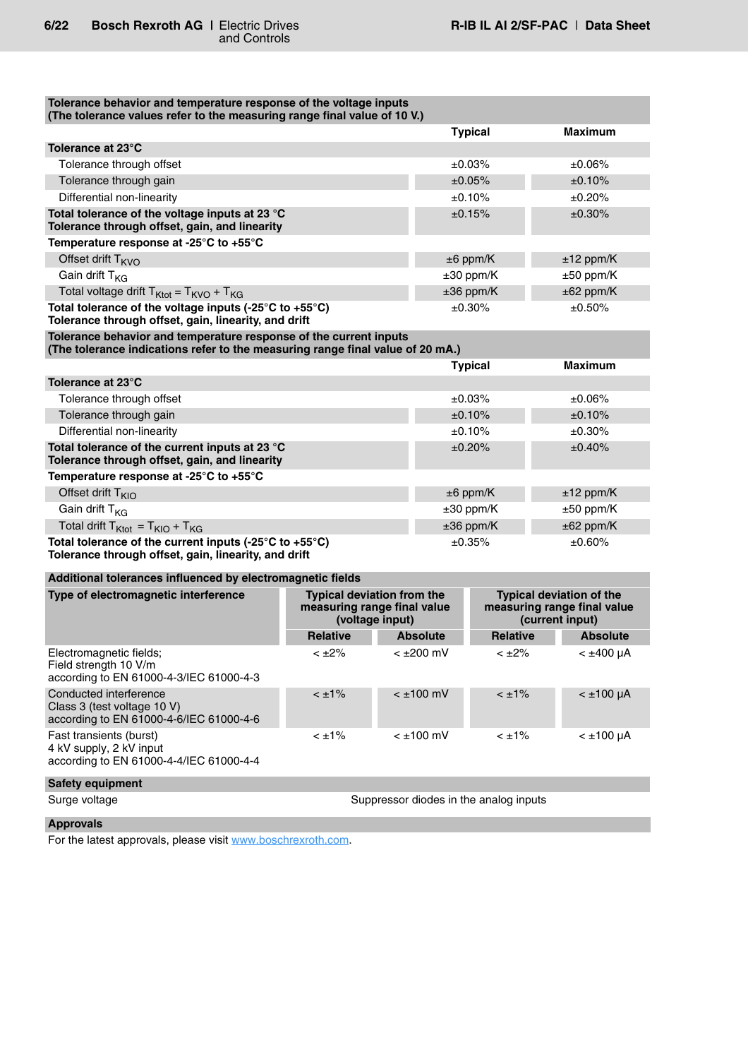| Tolerance behavior and temperature response of the voltage inputs (The tolerance values refer to the measuring range final value of 10 V.) | Typical | Maximum |
|---|---|---|
| **Tolerance at 23°C** | | |
| Tolerance through offset | ±0.03% | ±0.06% |
| Tolerance through gain | ±0.05% | ±0.10% |
| Differential non-linearity | ±0.10% | ±0.20% |
| **Total tolerance of the voltage inputs at 23 °C Tolerance through offset, gain, and linearity** | ±0.15% | ±0.30% |
| **Temperature response at -25°C to +55°C** | | |
| Offset drift $T_{KVO}$ | ±6 ppm/K | ±12 ppm/K |
| Gain drift $T_{KG}$ | ±30 ppm/K | ±50 ppm/K |
| Total voltage drift $T_{Ktot} = T_{KVO} + T_{KG}$ | ±36 ppm/K | ±62 ppm/K |
| **Total tolerance of the voltage inputs (-25°C to +55°C) Tolerance through offset, gain, linearity, and drift** | ±0.30% | ±0.50% |

| Tolerance behavior and temperature response of the current inputs (The tolerance indications refer to the measuring range final value of 20 mA.) | Typical | Maximum |
|---|---|---|
| **Tolerance at 23°C** | | |
| Tolerance through offset | ±0.03% | ±0.06% |
| Tolerance through gain | ±0.10% | ±0.10% |
| Differential non-linearity | ±0.10% | ±0.30% |
| **Total tolerance of the current inputs at 23 °C Tolerance through offset, gain, and linearity** | ±0.20% | ±0.40% |
| **Temperature response at -25°C to +55°C** | | |
| Offset drift $T_{KIO}$ | ±6 ppm/K | ±12 ppm/K |
| Gain drift $T_{KG}$ | ±30 ppm/K | ±50 ppm/K |
| Total drift $T_{Ktot} = T_{KIO} + T_{KG}$ | ±36 ppm/K | ±62 ppm/K |
| **Total tolerance of the current inputs (-25°C to +55°C) Tolerance through offset, gain, linearity, and drift** | ±0.35% | ±0.60% |

**Additional tolerances influenced by electromagnetic fields**

| Type of electromagnetic interference | Typical deviation from the measuring range final value (voltage input) | | Typical deviation of the measuring range final value (current input) | |
|---|---|---|---|---|
| | Relative | Absolute | Relative | Absolute |
| Electromagnetic fields; Field strength 10 V/m according to EN 61000-4-3/IEC 61000-4-3 | < ±2% | < ±200 mV | < ±2% | < ±400 µA |
| Conducted interference Class 3 (test voltage 10 V) according to EN 61000-4-6/IEC 61000-4-6 | < ±1% | < ±100 mV | < ±1% | < ±100 µA |
| Fast transients (burst) 4 kV supply, 2 kV input according to EN 61000-4-4/IEC 61000-4-4 | < ±1% | < ±100 mV | < ±1% | < ±100 µA |

**Safety equipment**

| Surge voltage | Suppressor diodes in the analog inputs |
|---|---|

**Approvals**

For the latest approvals, please visit www.boschrexroth.com.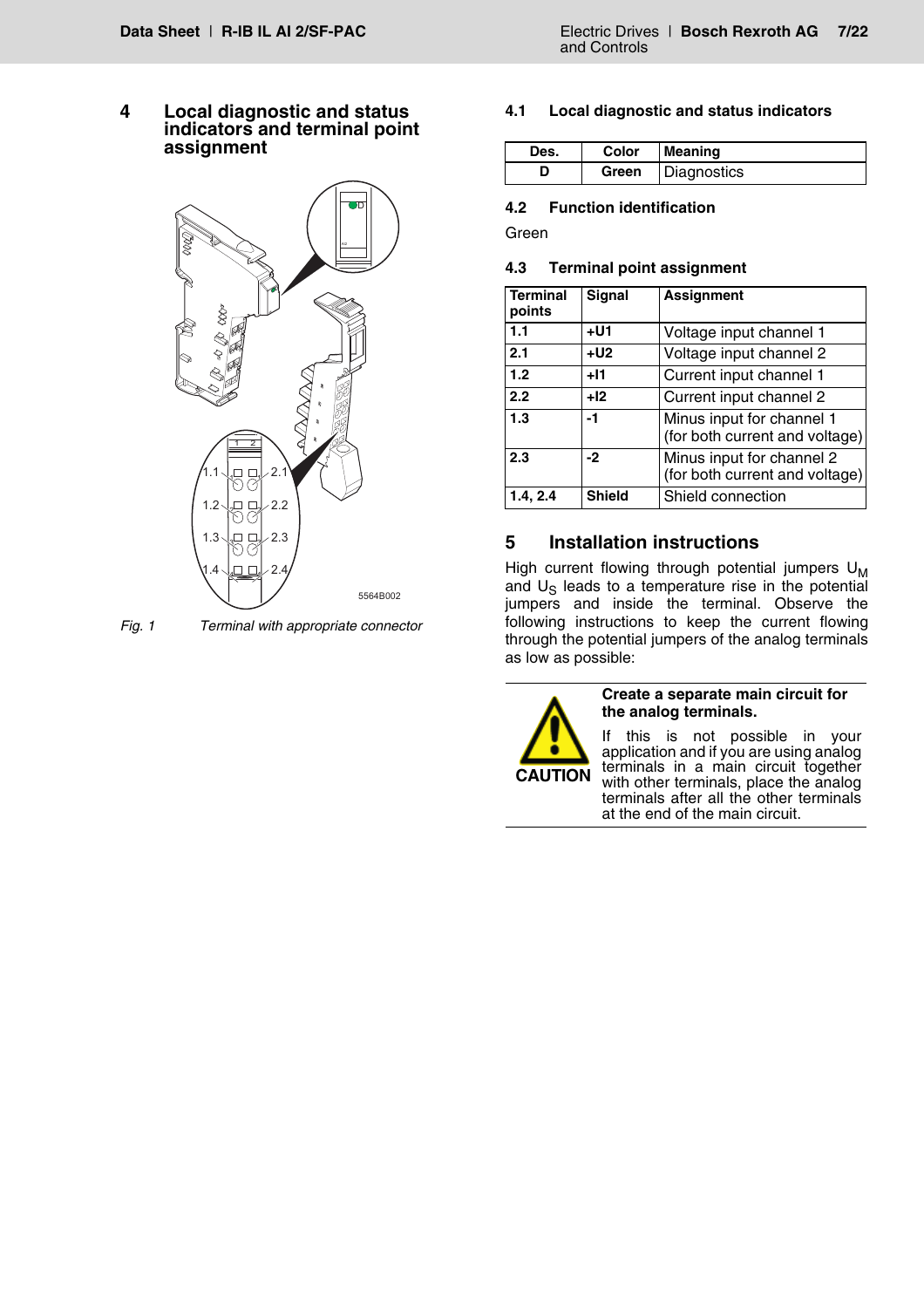# 4 Local diagnostic and status indicators and terminal point assignment

*Fig. 1 Terminal with appropriate connector*

## 4.1 Local diagnostic and status indicators

| Des. | Color | Meaning |
|---|---|---|
| D | Green | Diagnostics |

## 4.2 Function identification

Green

## 4.3 Terminal point assignment

| Terminal points | Signal | Assignment |
|---|---|---|
| 1.1 | +U1 | Voltage input channel 1 |
| 2.1 | +U2 | Voltage input channel 2 |
| 1.2 | +I1 | Current input channel 1 |
| 2.2 | +I2 | Current input channel 2 |
| 1.3 | -1 | Minus input for channel 1 (for both current and voltage) |
| 2.3 | -2 | Minus input for channel 2 (for both current and voltage) |
| 1.4, 2.4 | Shield | Shield connection |

# 5 Installation instructions

High current flowing through potential jumpers $U_M$ and $U_S$ leads to a temperature rise in the potential jumpers and inside the terminal. Observe the following instructions to keep the current flowing through the potential jumpers of the analog terminals as low as possible:

**CAUTION**

**Create a separate main circuit for the analog terminals.**

If this is not possible in your application and if you are using analog terminals in a main circuit together with other terminals, place the analog terminals after all the other terminals at the end of the main circuit.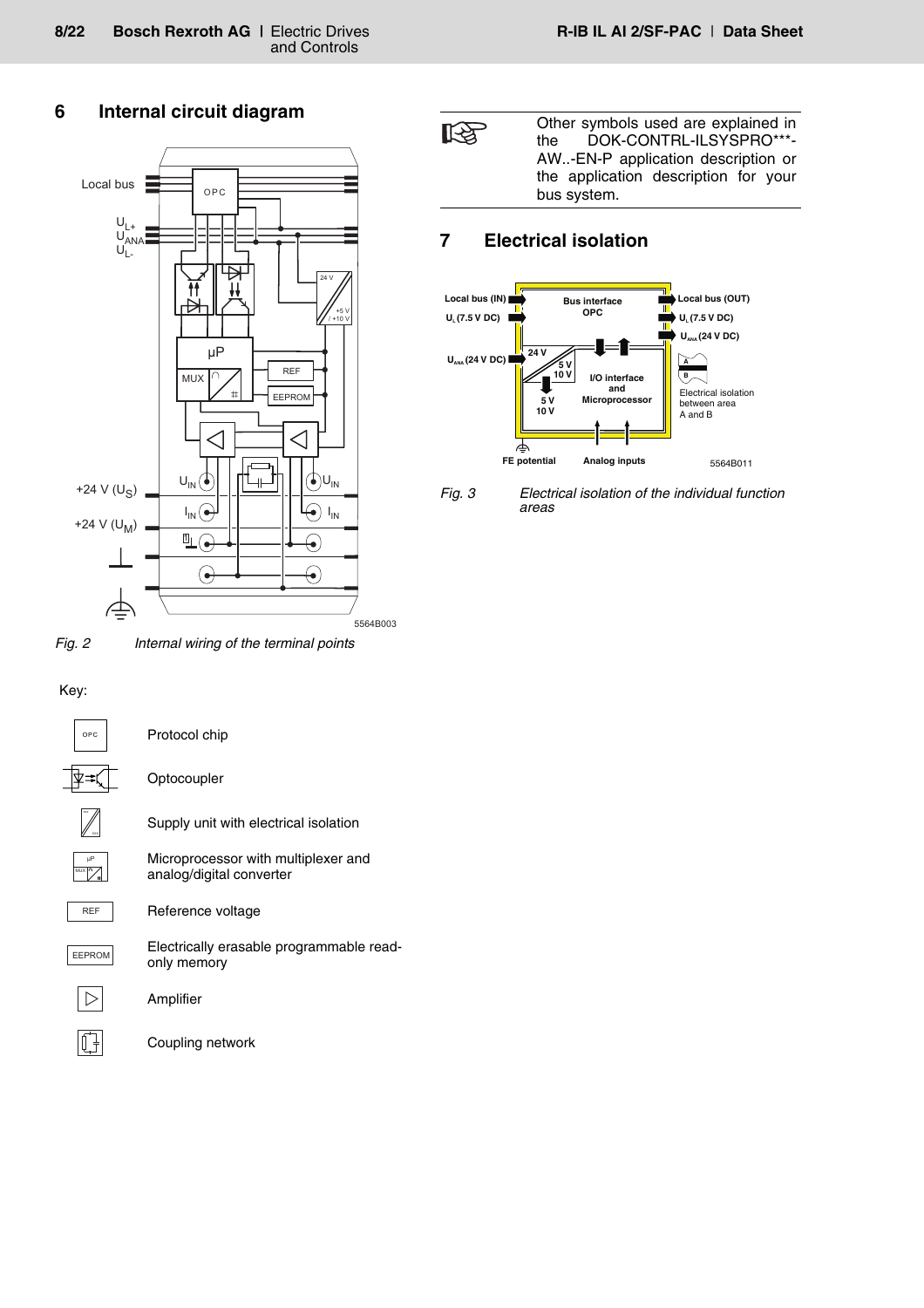## 6 Internal circuit diagram

Fig. 2 Internal wiring of the terminal points

Key:

| Symbol | Description |
|---|---|
| OPC | Protocol chip |
| | Optocoupler |
| | Supply unit with electrical isolation |
| µP MUX | Microprocessor with multiplexer and analog/digital converter |
| REF | Reference voltage |
| EEPROM | Electrically erasable programmable read-only memory |
| | Amplifier |
| | Coupling network |

Other symbols used are explained in the DOK-CONTRL-ILSYSPRO***-AW..-EN-P application description or the application description for your bus system.

## 7 Electrical isolation

Fig. 3 Electrical isolation of the individual function areas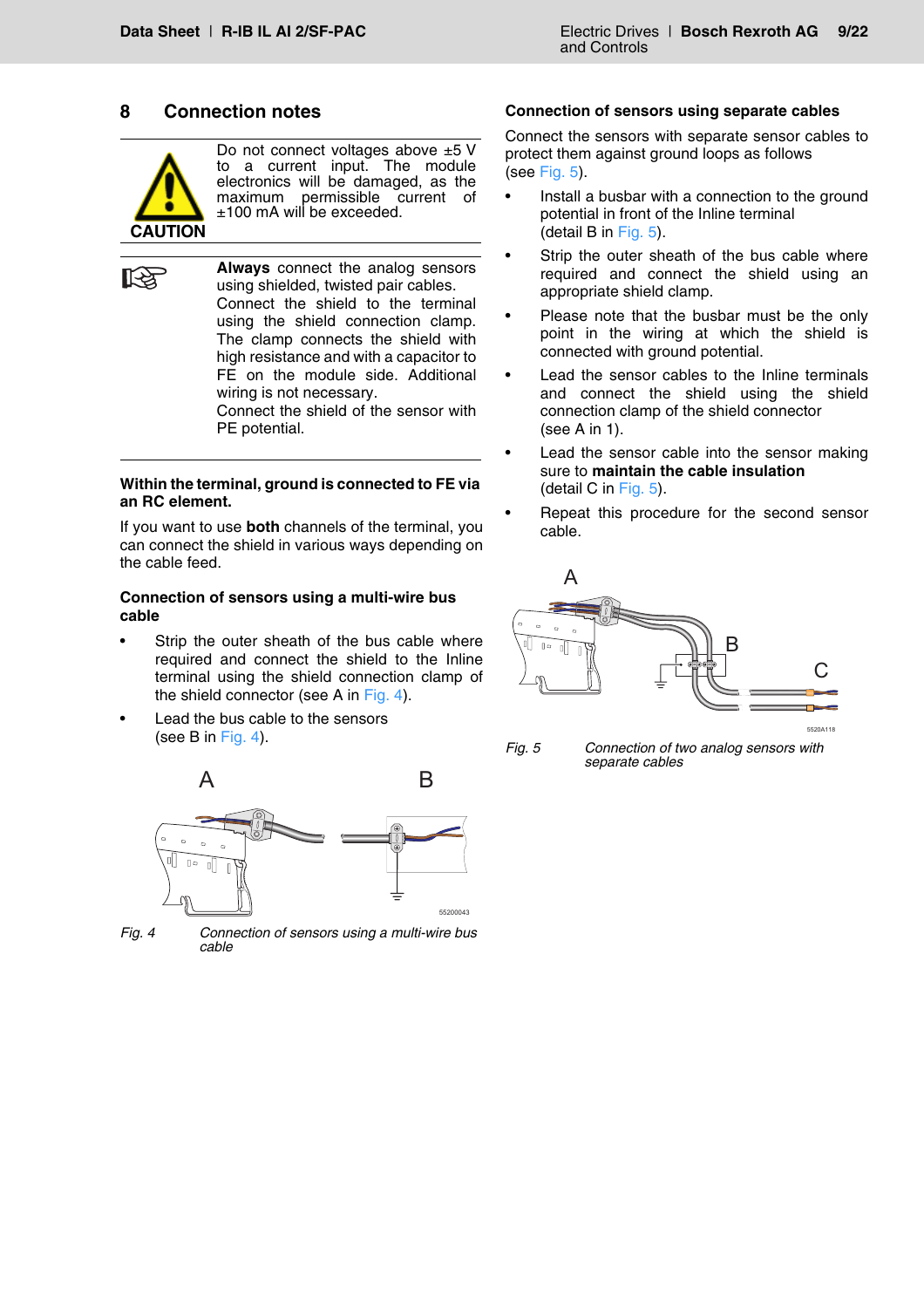## 8 Connection notes

CAUTION

Do not connect voltages above ±5 V to a current input. The module electronics will be damaged, as the maximum permissible current of ±100 mA will be exceeded.

**Always** connect the analog sensors using shielded, twisted pair cables.
Connect the shield to the terminal using the shield connection clamp. The clamp connects the shield with high resistance and with a capacitor to FE on the module side. Additional wiring is not necessary.
Connect the shield of the sensor with PE potential.

**Within the terminal, ground is connected to FE via an RC element.**

If you want to use **both** channels of the terminal, you can connect the shield in various ways depending on the cable feed.

**Connection of sensors using a multi-wire bus cable**

- Strip the outer sheath of the bus cable where required and connect the shield to the Inline terminal using the shield connection clamp of the shield connector (see A in Fig. 4).
- Lead the bus cable to the sensors (see B in Fig. 4).

*Fig. 4 Connection of sensors using a multi-wire bus cable*

**Connection of sensors using separate cables**

Connect the sensors with separate sensor cables to protect them against ground loops as follows (see Fig. 5).

- Install a busbar with a connection to the ground potential in front of the Inline terminal (detail B in Fig. 5).
- Strip the outer sheath of the bus cable where required and connect the shield using an appropriate shield clamp.
- Please note that the busbar must be the only point in the wiring at which the shield is connected with ground potential.
- Lead the sensor cables to the Inline terminals and connect the shield using the shield connection clamp of the shield connector (see A in 1).
- Lead the sensor cable into the sensor making sure to **maintain the cable insulation** (detail C in Fig. 5).
- Repeat this procedure for the second sensor cable.

*Fig. 5 Connection of two analog sensors with separate cables*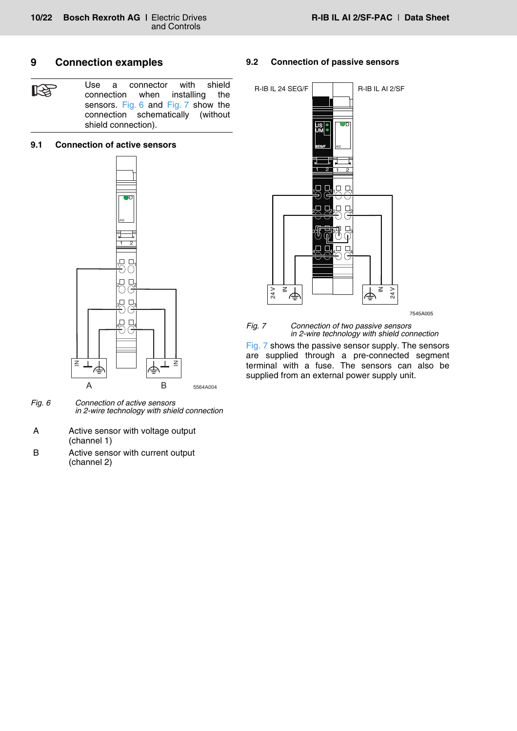## 9 Connection examples

Use a connector with shield connection when installing the sensors. Fig. 6 and Fig. 7 show the connection schematically (without shield connection).

### 9.1 Connection of active sensors

*Fig. 6 Connection of active sensors in 2-wire technology with shield connection*

A Active sensor with voltage output (channel 1)

B Active sensor with current output (channel 2)

### 9.2 Connection of passive sensors

*Fig. 7 Connection of two passive sensors in 2-wire technology with shield connection*

Fig. 7 shows the passive sensor supply. The sensors are supplied through a pre-connected segment terminal with a fuse. The sensors can also be supplied from an external power supply unit.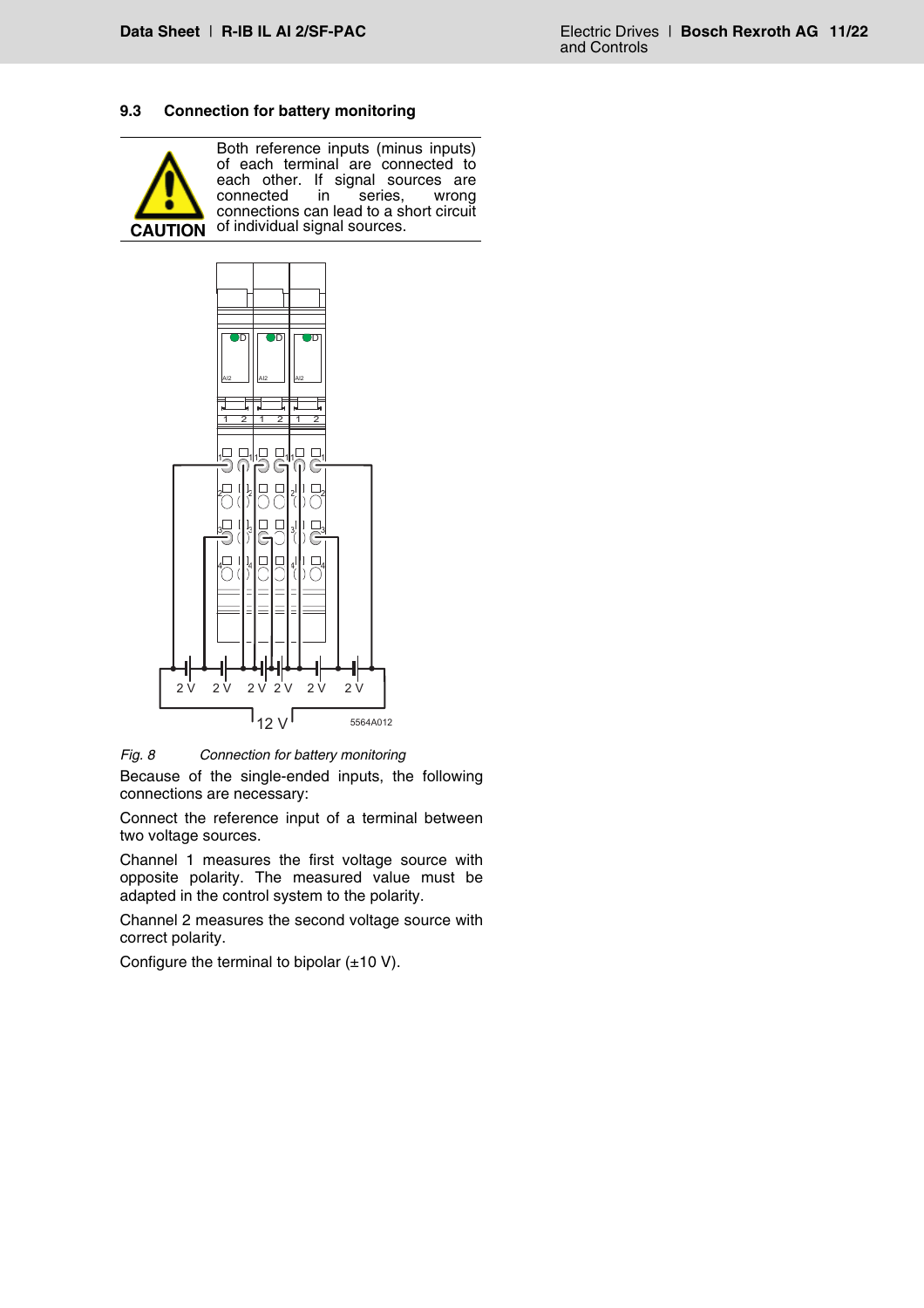### 9.3 Connection for battery monitoring

**CAUTION**

Both reference inputs (minus inputs) of each terminal are connected to each other. If signal sources are connected in series, wrong connections can lead to a short circuit of individual signal sources.

*Fig. 8 Connection for battery monitoring*

Because of the single-ended inputs, the following connections are necessary:

Connect the reference input of a terminal between two voltage sources.

Channel 1 measures the first voltage source with opposite polarity. The measured value must be adapted in the control system to the polarity.

Channel 2 measures the second voltage source with correct polarity.

Configure the terminal to bipolar (±10 V).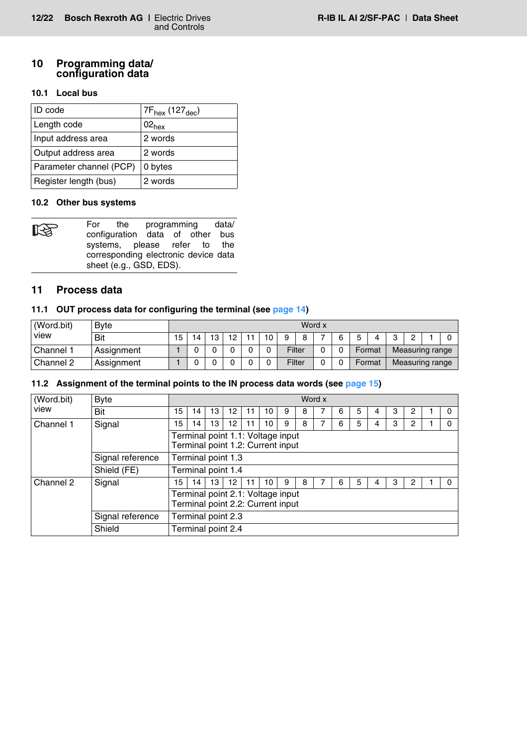## 10 Programming data/ configuration data

### 10.1 Local bus

| ID code | $7F_{hex}$ ($127_{dec}$) |
|---|---|
| Length code | $02_{hex}$ |
| Input address area | 2 words |
| Output address area | 2 words |
| Parameter channel (PCP) | 0 bytes |
| Register length (bus) | 2 words |

### 10.2 Other bus systems

For the programming data/ configuration data of other bus systems, please refer to the corresponding electronic device data sheet (e.g., GSD, EDS).

## 11 Process data

### 11.1 OUT process data for configuring the terminal (see page 14)

| (Word.bit) view | Byte | Word x | | | | | | | | | | | | | | | |
|---|---|---|---|---|---|---|---|---|---|---|---|---|---|---|---|---|---|
| | Bit | 15 | 14 | 13 | 12 | 11 | 10 | 9 | 8 | 7 | 6 | 5 | 4 | 3 | 2 | 1 | 0 |
| Channel 1 | Assignment | 1 | 0 | 0 | 0 | 0 | 0 | Filter | | 0 | 0 | Format | | Measuring range | | | |
| Channel 2 | Assignment | 1 | 0 | 0 | 0 | 0 | 0 | Filter | | 0 | 0 | Format | | Measuring range | | | |

### 11.2 Assignment of the terminal points to the IN process data words (see page 15)

| (Word.bit) view | Byte | Word x | | | | | | | | | | | | | | | |
|---|---|---|---|---|---|---|---|---|---|---|---|---|---|---|---|---|---|
| | Bit | 15 | 14 | 13 | 12 | 11 | 10 | 9 | 8 | 7 | 6 | 5 | 4 | 3 | 2 | 1 | 0 |
| Channel 1 | Signal | 15 | 14 | 13 | 12 | 11 | 10 | 9 | 8 | 7 | 6 | 5 | 4 | 3 | 2 | 1 | 0 |
| | | Terminal point 1.1: Voltage input<br>Terminal point 1.2: Current input | | | | | | | | | | | | | | | |
| | Signal reference | Terminal point 1.3 | | | | | | | | | | | | | | | |
| | Shield (FE) | Terminal point 1.4 | | | | | | | | | | | | | | | |
| Channel 2 | Signal | 15 | 14 | 13 | 12 | 11 | 10 | 9 | 8 | 7 | 6 | 5 | 4 | 3 | 2 | 1 | 0 |
| | | Terminal point 2.1: Voltage input<br>Terminal point 2.2: Current input | | | | | | | | | | | | | | | |
| | Signal reference | Terminal point 2.3 | | | | | | | | | | | | | | | |
| | Shield | Terminal point 2.4 | | | | | | | | | | | | | | | |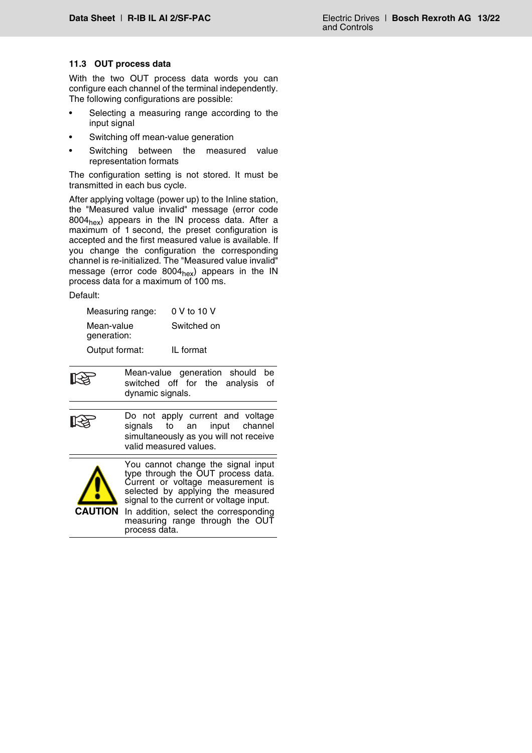### 11.3 OUT process data

With the two OUT process data words you can configure each channel of the terminal independently. The following configurations are possible:

- Selecting a measuring range according to the input signal
- Switching off mean-value generation
- Switching between the measured value representation formats

The configuration setting is not stored. It must be transmitted in each bus cycle.

After applying voltage (power up) to the Inline station, the "Measured value invalid" message (error code $8004_{hex}$) appears in the IN process data. After a maximum of 1 second, the preset configuration is accepted and the first measured value is available. If you change the configuration the corresponding channel is re-initialized. The "Measured value invalid" message (error code $8004_{hex}$) appears in the IN process data for a maximum of 100 ms.

Default:

| | |
|---|---|
| Measuring range: | 0 V to 10 V |
| Mean-value generation: | Switched on |
| Output format: | IL format |

> Mean-value generation should be switched off for the analysis of dynamic signals.

> Do not apply current and voltage signals to an input channel simultaneously as you will not receive valid measured values.

> **CAUTION**
>
> You cannot change the signal input type through the OUT process data. Current or voltage measurement is selected by applying the measured signal to the current or voltage input.
>
> In addition, select the corresponding measuring range through the OUT process data.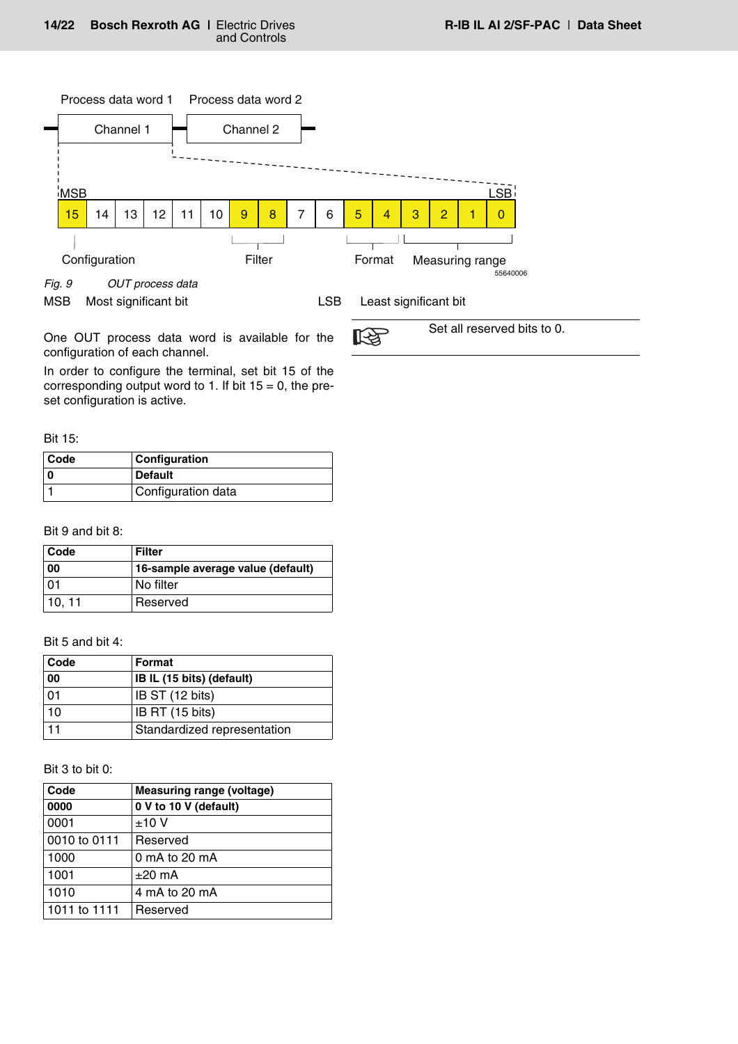Process data word 1 Process data word 2

| Channel 1 | Channel 2 |
|---|---|

MSB LSB

| 15 | 14 | 13 | 12 | 11 | 10 | 9 | 8 | 7 | 6 | 5 | 4 | 3 | 2 | 1 | 0 |
|---|---|---|---|---|---|---|---|---|---|---|---|---|---|---|---|

Configuration Filter Format Measuring range

55640006

*Fig. 9 OUT process data*

MSB Most significant bit LSB Least significant bit

One OUT process data word is available for the configuration of each channel.

In order to configure the terminal, set bit 15 of the corresponding output word to 1. If bit 15 = 0, the preset configuration is active.

Set all reserved bits to 0.

Bit 15:

| Code | Configuration |
|---|---|
| **0** | **Default** |
| 1 | Configuration data |

Bit 9 and bit 8:

| Code | Filter |
|---|---|
| **00** | **16-sample average value (default)** |
| 01 | No filter |
| 10, 11 | Reserved |

Bit 5 and bit 4:

| Code | Format |
|---|---|
| **00** | **IB IL (15 bits) (default)** |
| 01 | IB ST (12 bits) |
| 10 | IB RT (15 bits) |
| 11 | Standardized representation |

Bit 3 to bit 0:

| Code | Measuring range (voltage) |
|---|---|
| **0000** | **0 V to 10 V (default)** |
| 0001 | ±10 V |
| 0010 to 0111 | Reserved |
| 1000 | 0 mA to 20 mA |
| 1001 | ±20 mA |
| 1010 | 4 mA to 20 mA |
| 1011 to 1111 | Reserved |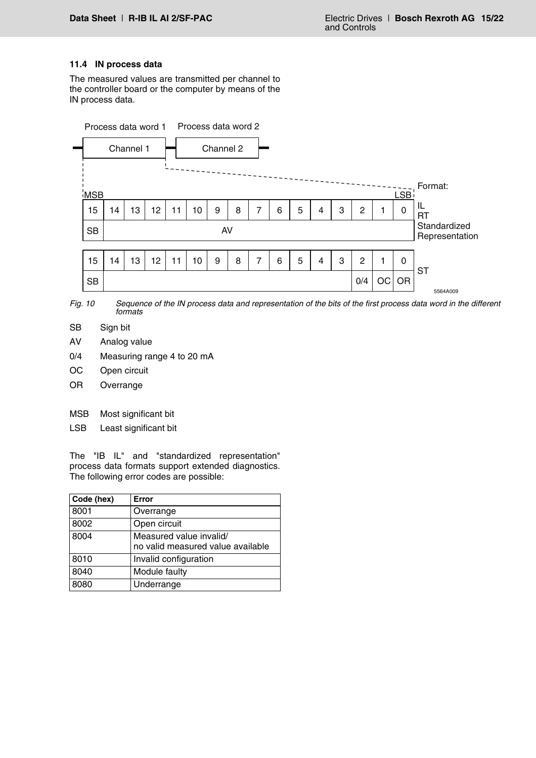### 11.4 IN process data

The measured values are transmitted per channel to the controller board or the computer by means of the IN process data.

Process data word 1 | Process data word 2

| Channel 1 | Channel 2 |
|---|---|

Format:

| MSB | | | | | | | | | | | | | | | LSB | |
|---|---|---|---|---|---|---|---|---|---|---|---|---|---|---|---|---|
| 15 | 14 | 13 | 12 | 11 | 10 | 9 | 8 | 7 | 6 | 5 | 4 | 3 | 2 | 1 | 0 | IL RT |
| SB | AV | | | | | | | | | | | | | | | Standardized Representation |

| 15 | 14 | 13 | 12 | 11 | 10 | 9 | 8 | 7 | 6 | 5 | 4 | 3 | 2 | 1 | 0 | |
|---|---|---|---|---|---|---|---|---|---|---|---|---|---|---|---|---|
| SB | | | | | | | | | | | | | 0/4 | OC | OR | ST |

5564A009

*Fig. 10 Sequence of the IN process data and representation of the bits of the first process data word in the different formats*

SB Sign bit

AV Analog value

0/4 Measuring range 4 to 20 mA

OC Open circuit

OR Overrange

MSB Most significant bit

LSB Least significant bit

The "IB IL" and "standardized representation" process data formats support extended diagnostics. The following error codes are possible:

| Code (hex) | Error |
|---|---|
| 8001 | Overrange |
| 8002 | Open circuit |
| 8004 | Measured value invalid/ no valid measured value available |
| 8010 | Invalid configuration |
| 8040 | Module faulty |
| 8080 | Underrange |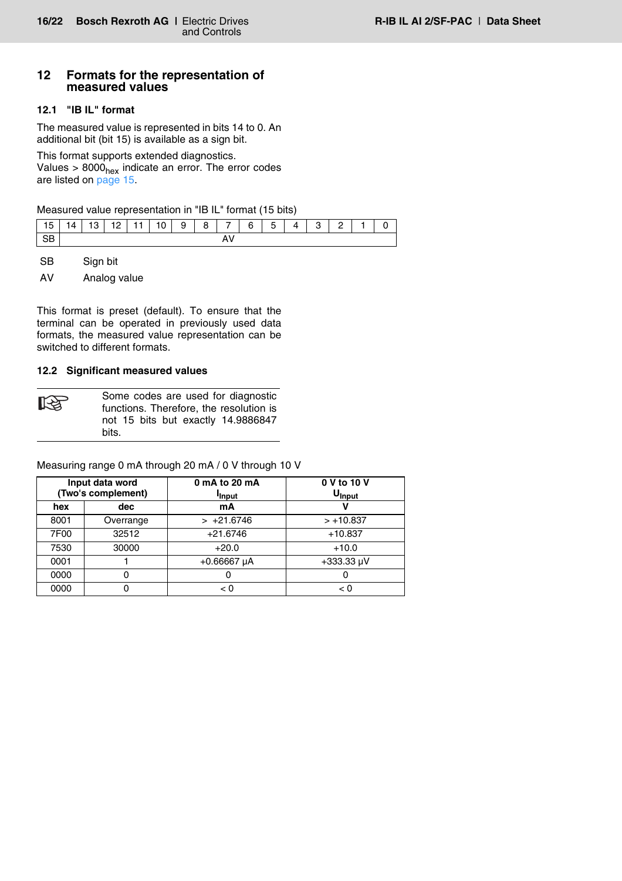## 12 Formats for the representation of measured values

### 12.1 "IB IL" format

The measured value is represented in bits 14 to 0. An additional bit (bit 15) is available as a sign bit.

This format supports extended diagnostics.
Values > $8000_{hex}$ indicate an error. The error codes are listed on page 15.

Measured value representation in "IB IL" format (15 bits)

| 15 | 14 | 13 | 12 | 11 | 10 | 9 | 8 | 7 | 6 | 5 | 4 | 3 | 2 | 1 | 0 |
|---|---|---|---|---|---|---|---|---|---|---|---|---|---|---|---|
| SB | AV | | | | | | | | | | | | | | |

SB Sign bit

AV Analog value

This format is preset (default). To ensure that the terminal can be operated in previously used data formats, the measured value representation can be switched to different formats.

### 12.2 Significant measured values

Some codes are used for diagnostic functions. Therefore, the resolution is not 15 bits but exactly 14.9886847 bits.

Measuring range 0 mA through 20 mA / 0 V through 10 V

| Input data word (Two's complement) | | 0 mA to 20 mA $I_{Input}$ | 0 V to 10 V $U_{Input}$ |
|---|---|---|---|
| hex | dec | mA | V |
| 8001 | Overrange | > +21.6746 | > +10.837 |
| 7F00 | 32512 | +21.6746 | +10.837 |
| 7530 | 30000 | +20.0 | +10.0 |
| 0001 | 1 | +0.66667 µA | +333.33 µV |
| 0000 | 0 | 0 | 0 |
| 0000 | 0 | < 0 | < 0 |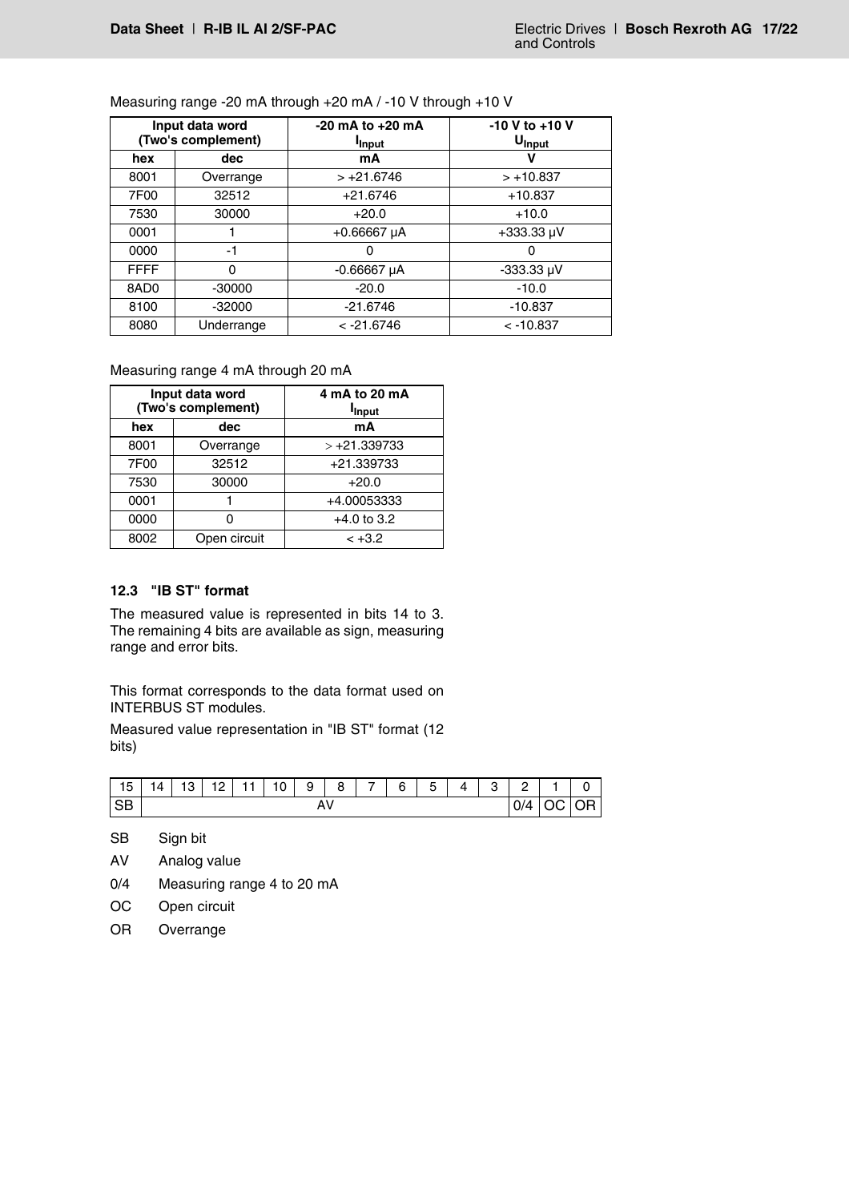Measuring range -20 mA through +20 mA / -10 V through +10 V

| Input data word (Two's complement) | | -20 mA to +20 mA $I_{Input}$ | -10 V to +10 V $U_{Input}$ |
|---|---|---|---|
| hex | dec | mA | V |
| 8001 | Overrange | > +21.6746 | > +10.837 |
| 7F00 | 32512 | +21.6746 | +10.837 |
| 7530 | 30000 | +20.0 | +10.0 |
| 0001 | 1 | +0.66667 µA | +333.33 µV |
| 0000 | -1 | 0 | 0 |
| FFFF | 0 | -0.66667 µA | -333.33 µV |
| 8AD0 | -30000 | -20.0 | -10.0 |
| 8100 | -32000 | -21.6746 | -10.837 |
| 8080 | Underrange | < -21.6746 | < -10.837 |

Measuring range 4 mA through 20 mA

| Input data word (Two's complement) | | 4 mA to 20 mA $I_{Input}$ |
|---|---|---|
| hex | dec | mA |
| 8001 | Overrange | > +21.339733 |
| 7F00 | 32512 | +21.339733 |
| 7530 | 30000 | +20.0 |
| 0001 | 1 | +4.00053333 |
| 0000 | 0 | +4.0 to 3.2 |
| 8002 | Open circuit | < +3.2 |

### 12.3 "IB ST" format

The measured value is represented in bits 14 to 3. The remaining 4 bits are available as sign, measuring range and error bits.

This format corresponds to the data format used on INTERBUS ST modules.

Measured value representation in "IB ST" format (12 bits)

| 15 | 14 | 13 | 12 | 11 | 10 | 9 | 8 | 7 | 6 | 5 | 4 | 3 | 2 | 1 | 0 |
|---|---|---|---|---|---|---|---|---|---|---|---|---|---|---|---|
| SB | AV | | | | | | | | | | | | 0/4 | OC | OR |

SB Sign bit

AV Analog value

0/4 Measuring range 4 to 20 mA

OC Open circuit

OR Overrange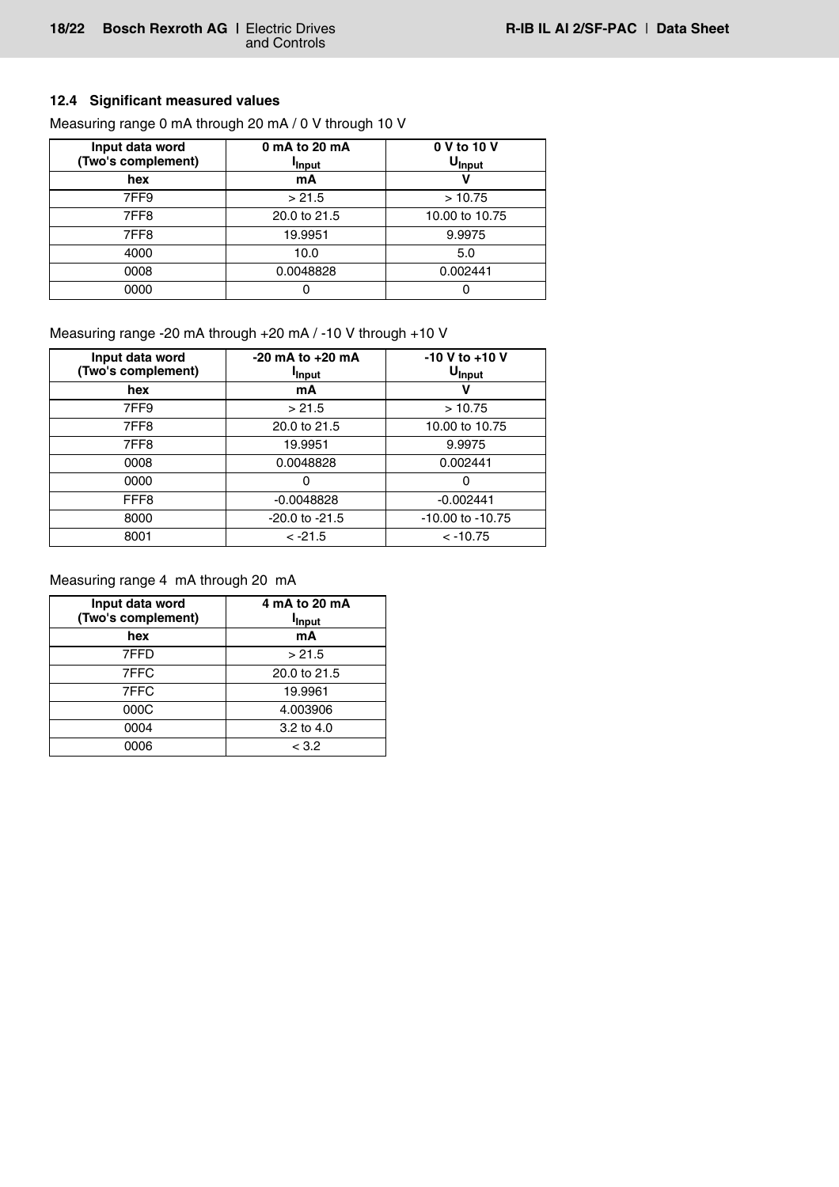### 12.4 Significant measured values

Measuring range 0 mA through 20 mA / 0 V through 10 V

| Input data word (Two's complement) | 0 mA to 20 mA $I_{Input}$ | 0 V to 10 V $U_{Input}$ |
|---|---|---|
| **hex** | **mA** | **V** |
| 7FF9 | > 21.5 | > 10.75 |
| 7FF8 | 20.0 to 21.5 | 10.00 to 10.75 |
| 7FF8 | 19.9951 | 9.9975 |
| 4000 | 10.0 | 5.0 |
| 0008 | 0.0048828 | 0.002441 |
| 0000 | 0 | 0 |

Measuring range -20 mA through +20 mA / -10 V through +10 V

| Input data word (Two's complement) | -20 mA to +20 mA $I_{Input}$ | -10 V to +10 V $U_{Input}$ |
|---|---|---|
| **hex** | **mA** | **V** |
| 7FF9 | > 21.5 | > 10.75 |
| 7FF8 | 20.0 to 21.5 | 10.00 to 10.75 |
| 7FF8 | 19.9951 | 9.9975 |
| 0008 | 0.0048828 | 0.002441 |
| 0000 | 0 | 0 |
| FFF8 | -0.0048828 | -0.002441 |
| 8000 | -20.0 to -21.5 | -10.00 to -10.75 |
| 8001 | < -21.5 | < -10.75 |

Measuring range 4 mA through 20 mA

| Input data word (Two's complement) | 4 mA to 20 mA $I_{Input}$ |
|---|---|
| **hex** | **mA** |
| 7FFD | > 21.5 |
| 7FFC | 20.0 to 21.5 |
| 7FFC | 19.9961 |
| 000C | 4.003906 |
| 0004 | 3.2 to 4.0 |
| 0006 | < 3.2 |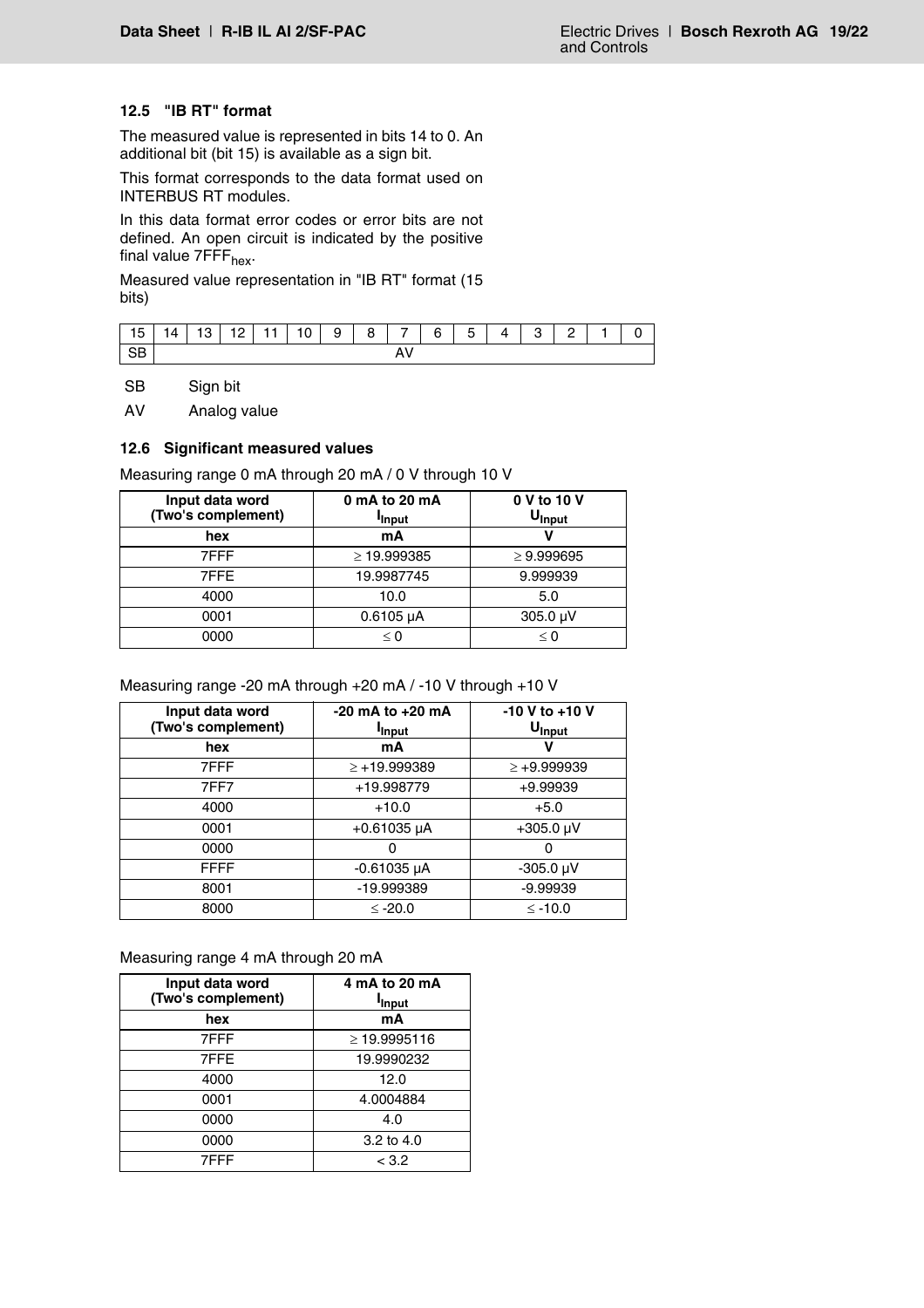### 12.5 "IB RT" format

The measured value is represented in bits 14 to 0. An additional bit (bit 15) is available as a sign bit.

This format corresponds to the data format used on INTERBUS RT modules.

In this data format error codes or error bits are not defined. An open circuit is indicated by the positive final value $7FFF_{hex}$.

Measured value representation in "IB RT" format (15 bits)

| 15 | 14 | 13 | 12 | 11 | 10 | 9 | 8 | 7 | 6 | 5 | 4 | 3 | 2 | 1 | 0 |
|---|---|---|---|---|---|---|---|---|---|---|---|---|---|---|---|
| SB | AV | | | | | | | | | | | | | | |

SB Sign bit

AV Analog value

### 12.6 Significant measured values

Measuring range 0 mA through 20 mA / 0 V through 10 V

| Input data word (Two's complement) | 0 mA to 20 mA $I_{Input}$ | 0 V to 10 V $U_{Input}$ |
|---|---|---|
| hex | mA | V |
| 7FFF | ≥ 19.999385 | ≥ 9.999695 |
| 7FFE | 19.9987745 | 9.999939 |
| 4000 | 10.0 | 5.0 |
| 0001 | 0.6105 µA | 305.0 µV |
| 0000 | ≤ 0 | ≤ 0 |

Measuring range -20 mA through +20 mA / -10 V through +10 V

| Input data word (Two's complement) | -20 mA to +20 mA $I_{Input}$ | -10 V to +10 V $U_{Input}$ |
|---|---|---|
| hex | mA | V |
| 7FFF | ≥ +19.999389 | ≥ +9.999939 |
| 7FF7 | +19.998779 | +9.99939 |
| 4000 | +10.0 | +5.0 |
| 0001 | +0.61035 µA | +305.0 µV |
| 0000 | 0 | 0 |
| FFFF | -0.61035 µA | -305.0 µV |
| 8001 | -19.999389 | -9.99939 |
| 8000 | ≤ -20.0 | ≤ -10.0 |

Measuring range 4 mA through 20 mA

| Input data word (Two's complement) | 4 mA to 20 mA $I_{Input}$ |
|---|---|
| hex | mA |
| 7FFF | ≥ 19.9995116 |
| 7FFE | 19.9990232 |
| 4000 | 12.0 |
| 0001 | 4.0004884 |
| 0000 | 4.0 |
| 0000 | 3.2 to 4.0 |
| 7FFF | < 3.2 |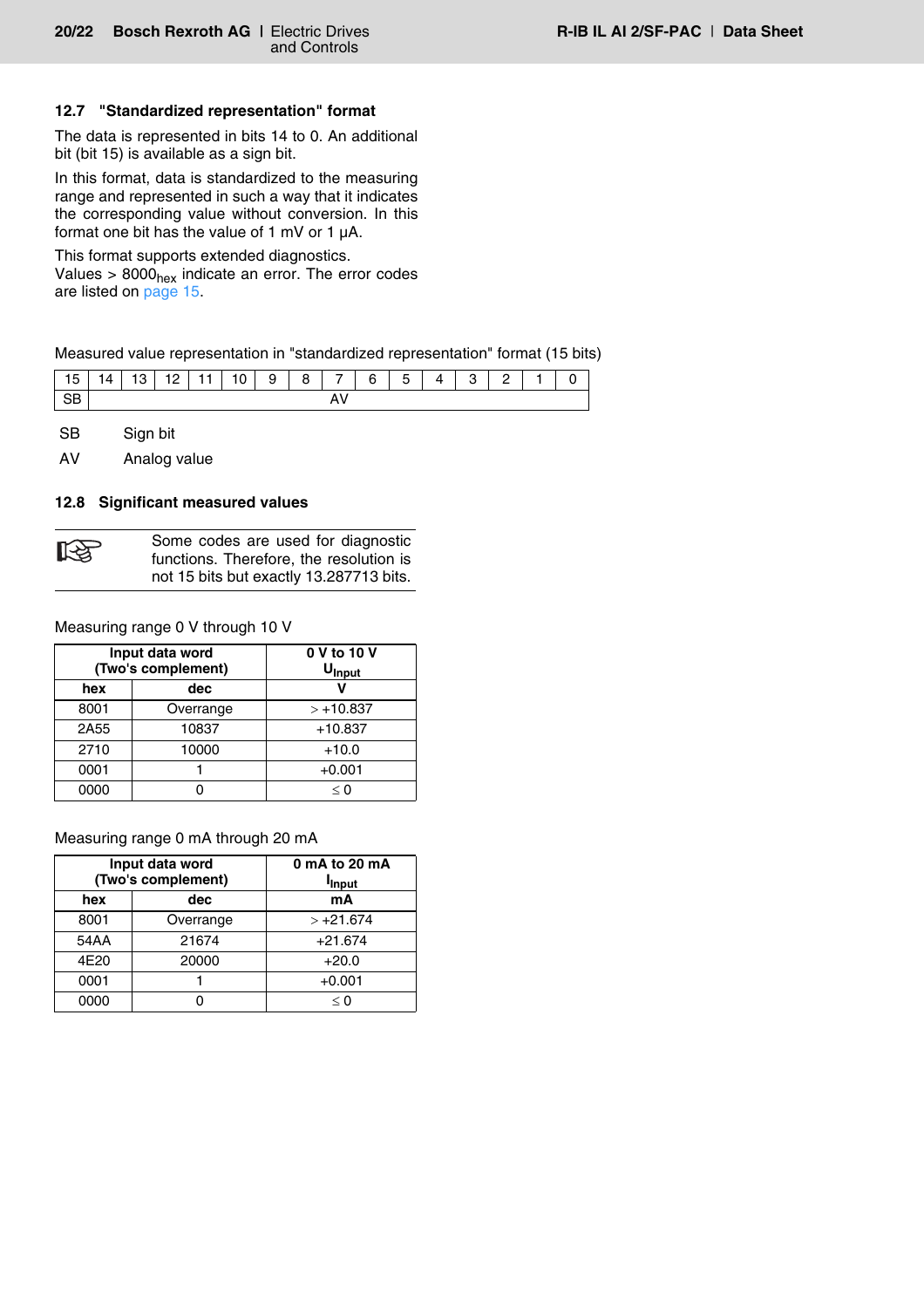### 12.7 "Standardized representation" format

The data is represented in bits 14 to 0. An additional bit (bit 15) is available as a sign bit.

In this format, data is standardized to the measuring range and represented in such a way that it indicates the corresponding value without conversion. In this format one bit has the value of 1 mV or 1 µA.

This format supports extended diagnostics.
Values > $8000_{hex}$ indicate an error. The error codes are listed on page 15.

Measured value representation in "standardized representation" format (15 bits)

| 15 | 14 | 13 | 12 | 11 | 10 | 9 | 8 | 7 | 6 | 5 | 4 | 3 | 2 | 1 | 0 |
|---|---|---|---|---|---|---|---|---|---|---|---|---|---|---|---|
| SB | AV | | | | | | | | | | | | | | |

SB Sign bit

AV Analog value

### 12.8 Significant measured values

> Some codes are used for diagnostic functions. Therefore, the resolution is not 15 bits but exactly 13.287713 bits.

Measuring range 0 V through 10 V

| Input data word (Two's complement) | | 0 V to 10 V $U_{Input}$ |
|---|---|---|
| **hex** | **dec** | **V** |
| 8001 | Overrange | > +10.837 |
| 2A55 | 10837 | +10.837 |
| 2710 | 10000 | +10.0 |
| 0001 | 1 | +0.001 |
| 0000 | 0 | ≤ 0 |

Measuring range 0 mA through 20 mA

| Input data word (Two's complement) | | 0 mA to 20 mA $I_{Input}$ |
|---|---|---|
| **hex** | **dec** | **mA** |
| 8001 | Overrange | > +21.674 |
| 54AA | 21674 | +21.674 |
| 4E20 | 20000 | +20.0 |
| 0001 | 1 | +0.001 |
| 0000 | 0 | ≤ 0 |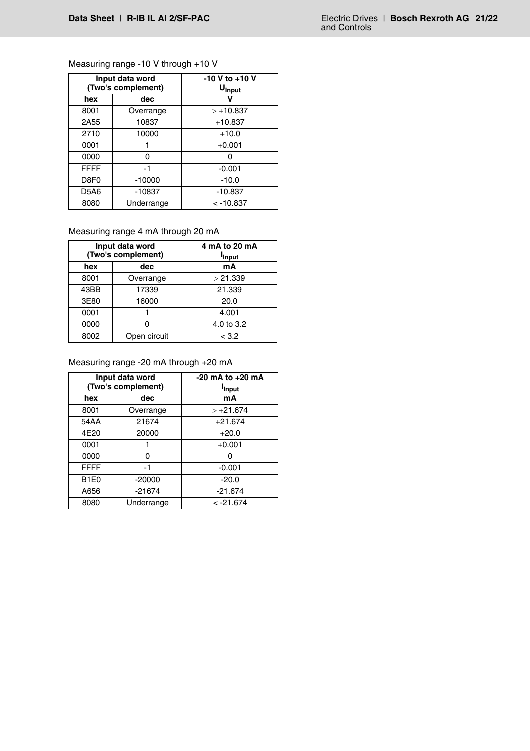Measuring range -10 V through +10 V

| Input data word (Two's complement) | | -10 V to +10 V $U_{Input}$ |
|---|---|---|
| hex | dec | V |
| 8001 | Overrange | > +10.837 |
| 2A55 | 10837 | +10.837 |
| 2710 | 10000 | +10.0 |
| 0001 | 1 | +0.001 |
| 0000 | 0 | 0 |
| FFFF | -1 | -0.001 |
| D8F0 | -10000 | -10.0 |
| D5A6 | -10837 | -10.837 |
| 8080 | Underrange | < -10.837 |

Measuring range 4 mA through 20 mA

| Input data word (Two's complement) | | 4 mA to 20 mA $I_{Input}$ |
|---|---|---|
| hex | dec | mA |
| 8001 | Overrange | > 21.339 |
| 43BB | 17339 | 21.339 |
| 3E80 | 16000 | 20.0 |
| 0001 | 1 | 4.001 |
| 0000 | 0 | 4.0 to 3.2 |
| 8002 | Open circuit | < 3.2 |

Measuring range -20 mA through +20 mA

| Input data word (Two's complement) | | -20 mA to +20 mA $I_{Input}$ |
|---|---|---|
| hex | dec | mA |
| 8001 | Overrange | > +21.674 |
| 54AA | 21674 | +21.674 |
| 4E20 | 20000 | +20.0 |
| 0001 | 1 | +0.001 |
| 0000 | 0 | 0 |
| FFFF | -1 | -0.001 |
| B1E0 | -20000 | -20.0 |
| A656 | -21674 | -21.674 |
| 8080 | Underrange | < -21.674 |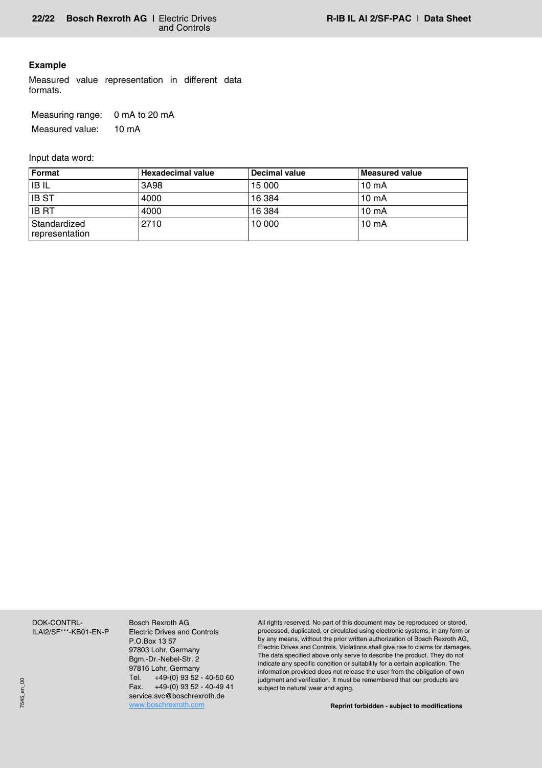### Example

Measured value representation in different data formats.

Measuring range: 0 mA to 20 mA

Measured value: 10 mA

Input data word:

| Format | Hexadecimal value | Decimal value | Measured value |
|---|---|---|---|
| IB IL | 3A98 | 15 000 | 10 mA |
| IB ST | 4000 | 16 384 | 10 mA |
| IB RT | 4000 | 16 384 | 10 mA |
| Standardized representation | 2710 | 10 000 | 10 mA |

DOK-CONTRL-ILAI2/SF***-KB01-EN-P

Bosch Rexroth AG
Electric Drives and Controls
P.O.Box 13 57
97803 Lohr, Germany
Bgm.-Dr.-Nebel-Str. 2
97816 Lohr, Germany
Tel. +49-(0) 93 52 - 40-50 60
Fax. +49-(0) 93 52 - 40-49 41
service.svc@boschrexroth.de
www.boschrexroth.com

All rights reserved. No part of this document may be reproduced or stored, processed, duplicated, or circulated using electronic systems, in any form or by any means, without the prior written authorization of Bosch Rexroth AG, Electric Drives and Controls. Violations shall give rise to claims for damages. The data specified above only serve to describe the product. They do not indicate any specific condition or suitability for a certain application. The information provided does not release the user from the obligation of own judgment and verification. It must be remembered that our products are subject to natural wear and aging.

**Reprint forbidden - subject to modifications**

7545_en_00